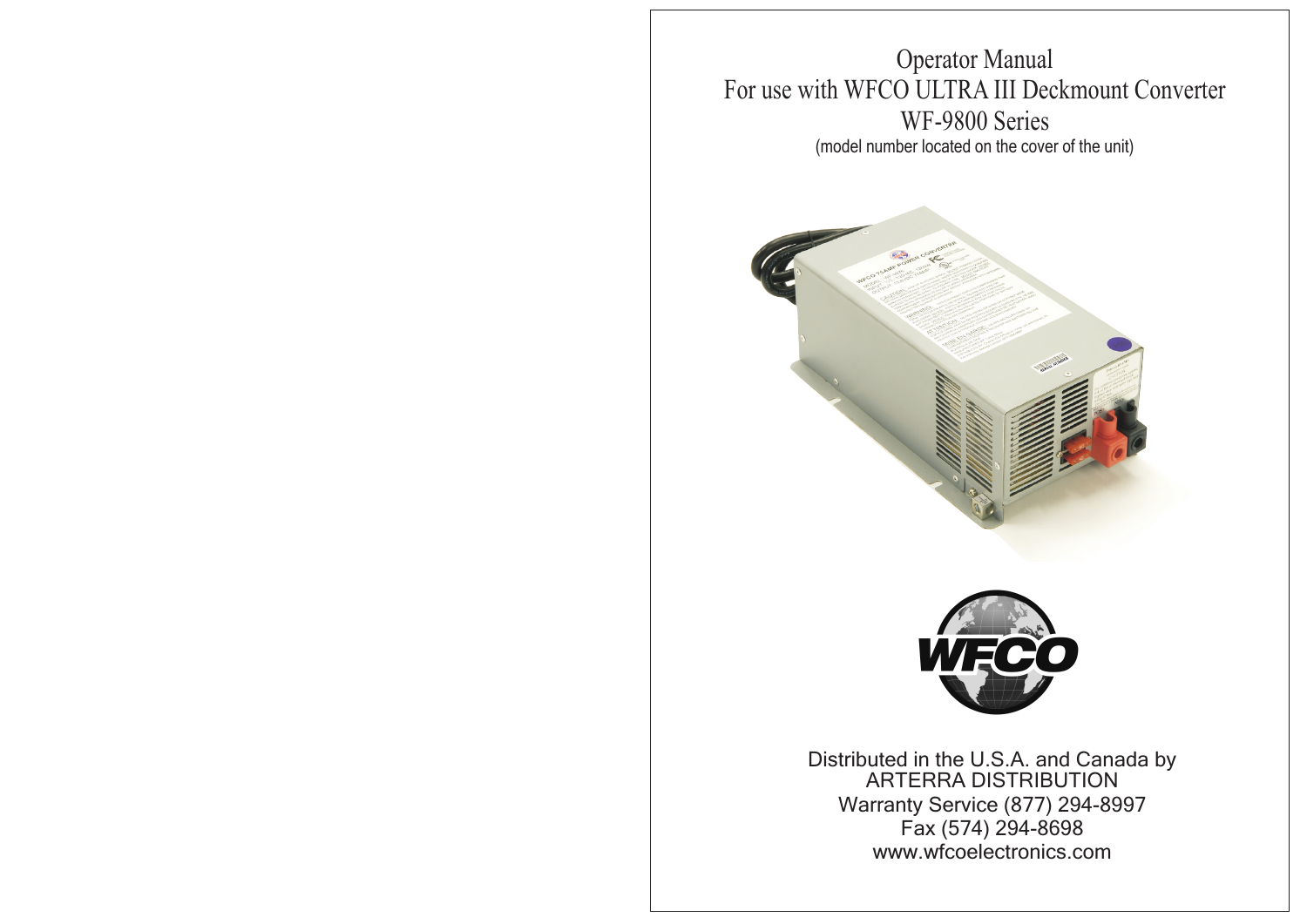# Operator Manual
## For use with WFCO ULTRA III Deckmount Converter
## WF-9800 Series

(model number located on the cover of the unit)

Distributed in the U.S.A. and Canada by
ARTERRA DISTRIBUTION
Warranty Service (877) 294-8997
Fax (574) 294-8698
www.wfcoelectronics.com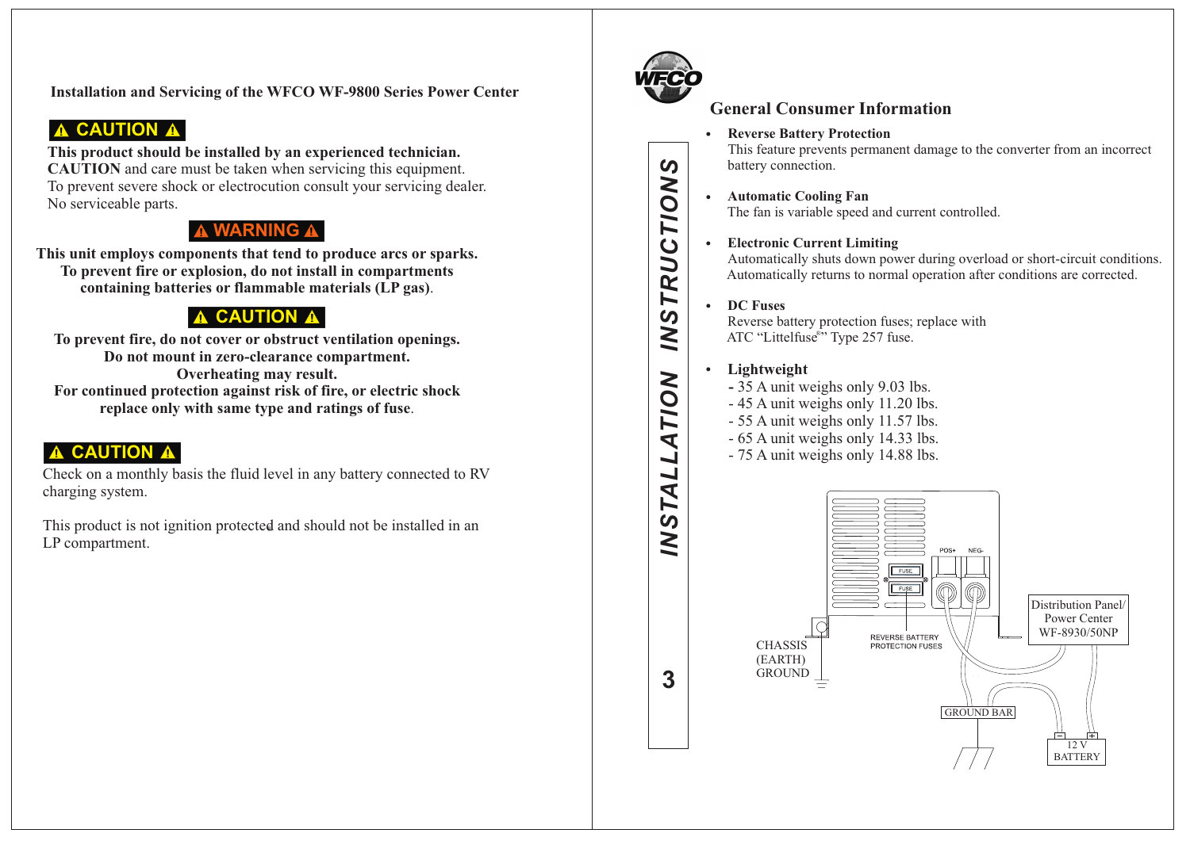**Installation and Servicing of the WFCO WF-9800 Series Power Center**

**⚠ CAUTION ⚠**

**This product should be installed by an experienced technician.**
**CAUTION** and care must be taken when servicing this equipment.
To prevent severe shock or electrocution consult your servicing dealer.
No serviceable parts.

**⚠ WARNING ⚠**

**This unit employs components that tend to produce arcs or sparks.**
**To prevent fire or explosion, do not install in compartments containing batteries or flammable materials (LP gas)**.

**⚠ CAUTION ⚠**

**To prevent fire, do not cover or obstruct ventilation openings.**
**Do not mount in zero-clearance compartment.**
**Overheating may result.**
**For continued protection against risk of fire, or electric shock replace only with same type and ratings of fuse**.

**⚠ CAUTION ⚠**

Check on a monthly basis the fluid level in any battery connected to RV charging system.

This product is not ignition protected and should not be installed in an LP compartment.

*INSTALLATION INSTRUCTIONS*

WFCO

## General Consumer Information

- **Reverse Battery Protection**
  This feature prevents permanent damage to the converter from an incorrect battery connection.

- **Automatic Cooling Fan**
  The fan is variable speed and current controlled.

- **Electronic Current Limiting**
  Automatically shuts down power during overload or short-circuit conditions. Automatically returns to normal operation after conditions are corrected.

- **DC Fuses**
  Reverse battery protection fuses; replace with ATC "Littelfuse®" Type 257 fuse.

- **Lightweight**
  - 35 A unit weighs only 9.03 lbs.
  - 45 A unit weighs only 11.20 lbs.
  - 55 A unit weighs only 11.57 lbs.
  - 65 A unit weighs only 14.33 lbs.
  - 75 A unit weighs only 14.88 lbs.

FUSE
FUSE
POS+
NEG-
REVERSE BATTERY PROTECTION FUSES
CHASSIS (EARTH) GROUND
Distribution Panel/ Power Center WF-8930/50NP
GROUND BAR
12 V BATTERY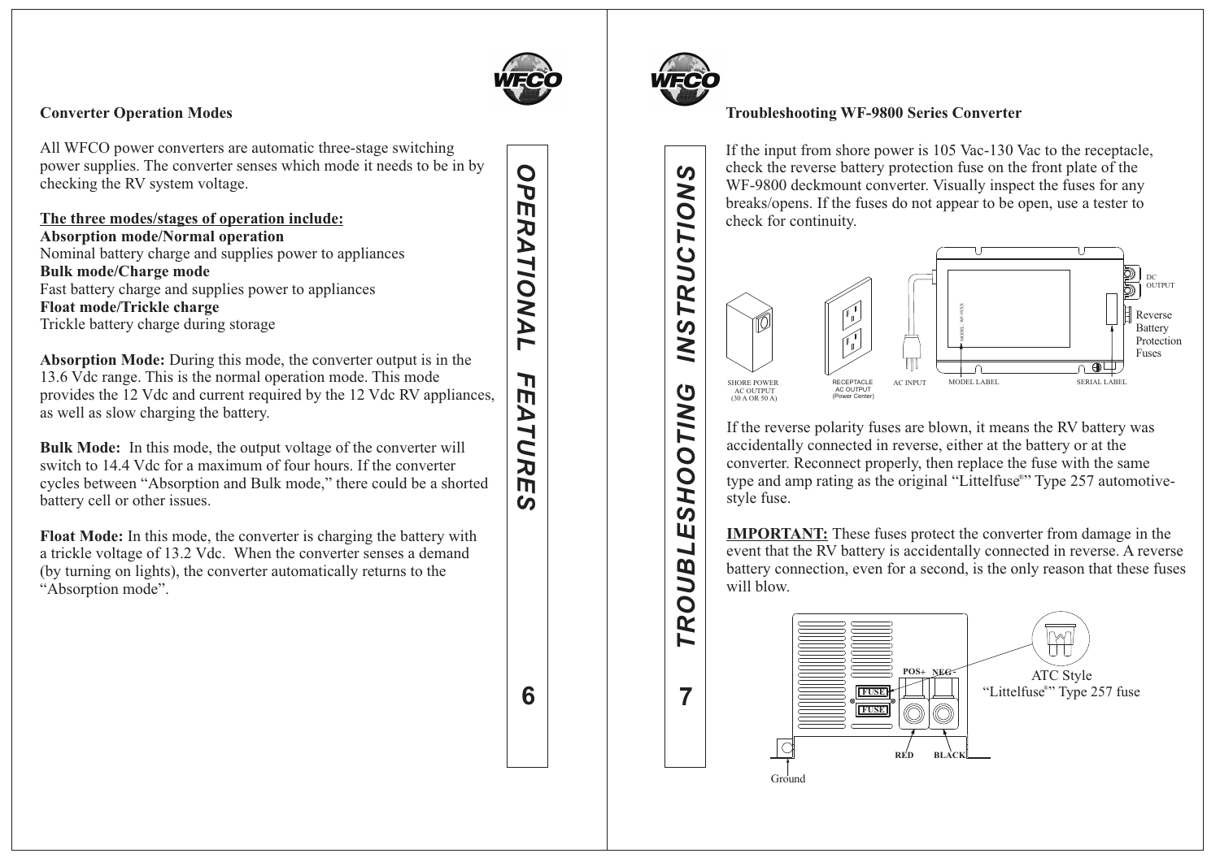## Converter Operation Modes

All WFCO power converters are automatic three-stage switching power supplies. The converter senses which mode it needs to be in by checking the RV system voltage.

**The three modes/stages of operation include:**
**Absorption mode/Normal operation**
Nominal battery charge and supplies power to appliances
**Bulk mode/Charge mode**
Fast battery charge and supplies power to appliances
**Float mode/Trickle charge**
Trickle battery charge during storage

**Absorption Mode:** During this mode, the converter output is in the 13.6 Vdc range. This is the normal operation mode. This mode provides the 12 Vdc and current required by the 12 Vdc RV appliances, as well as slow charging the battery.

**Bulk Mode:** In this mode, the output voltage of the converter will switch to 14.4 Vdc for a maximum of four hours. If the converter cycles between "Absorption and Bulk mode," there could be a shorted battery cell or other issues.

**Float Mode:** In this mode, the converter is charging the battery with a trickle voltage of 13.2 Vdc. When the converter senses a demand (by turning on lights), the converter automatically returns to the "Absorption mode".

## Troubleshooting WF-9800 Series Converter

If the input from shore power is 105 Vac-130 Vac to the receptacle, check the reverse battery protection fuse on the front plate of the WF-9800 deckmount converter. Visually inspect the fuses for any breaks/opens. If the fuses do not appear to be open, use a tester to check for continuity.

SHORE POWER AC OUTPUT (30 A OR 50 A) — RECEPTACLE AC OUTPUT (Power Center) — AC INPUT — MODEL LABEL — SERIAL LABEL — DC OUTPUT — Reverse Battery Protection Fuses

If the reverse polarity fuses are blown, it means the RV battery was accidentally connected in reverse, either at the battery or at the converter. Reconnect properly, then replace the fuse with the same type and amp rating as the original "Littelfuse®" Type 257 automotive-style fuse.

**IMPORTANT:** These fuses protect the converter from damage in the event that the RV battery is accidentally connected in reverse. A reverse battery connection, even for a second, is the only reason that these fuses will blow.

POS+ NEG- FUSE FUSE RED BLACK Ground

ATC Style "Littelfuse®" Type 257 fuse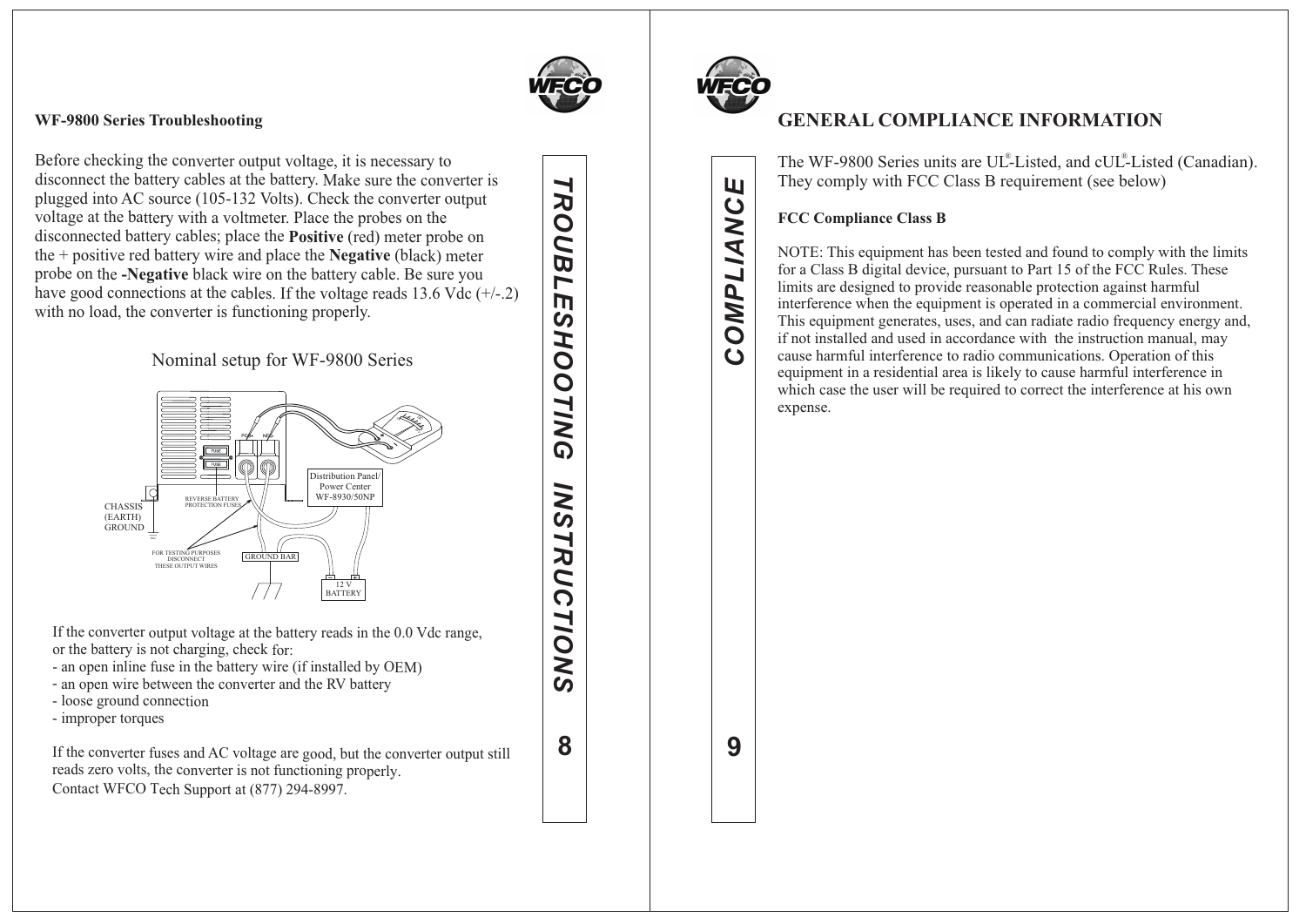## WF-9800 Series Troubleshooting

Before checking the converter output voltage, it is necessary to disconnect the battery cables at the battery. Make sure the converter is plugged into AC source (105-132 Volts). Check the converter output voltage at the battery with a voltmeter. Place the probes on the disconnected battery cables; place the **Positive** (red) meter probe on the + positive red battery wire and place the **Negative** (black) meter probe on the **-Negative** black wire on the battery cable. Be sure you have good connections at the cables. If the voltage reads 13.6 Vdc (+/-.2) with no load, the converter is functioning properly.

Nominal setup for WF-9800 Series

CHASSIS (EARTH) GROUND

REVERSE BATTERY PROTECTION FUSES

FOR TESTING PURPOSES DISCONNECT THESE OUTPUT WIRES

GROUND BAR

Distribution Panel/ Power Center WF-8930/50NP

12 V BATTERY

If the converter output voltage at the battery reads in the 0.0 Vdc range, or the battery is not charging, check for:

- an open inline fuse in the battery wire (if installed by OEM)
- an open wire between the converter and the RV battery
- loose ground connection
- improper torques

If the converter fuses and AC voltage are good, but the converter output still reads zero volts, the converter is not functioning properly.
Contact WFCO Tech Support at (877) 294-8997.

TROUBLESHOOTING INSTRUCTIONS

## GENERAL COMPLIANCE INFORMATION

COMPLIANCE

The WF-9800 Series units are UL®-Listed, and cUL®-Listed (Canadian). They comply with FCC Class B requirement (see below)

### FCC Compliance Class B

NOTE: This equipment has been tested and found to comply with the limits for a Class B digital device, pursuant to Part 15 of the FCC Rules. These limits are designed to provide reasonable protection against harmful interference when the equipment is operated in a commercial environment. This equipment generates, uses, and can radiate radio frequency energy and, if not installed and used in accordance with the instruction manual, may cause harmful interference to radio communications. Operation of this equipment in a residential area is likely to cause harmful interference in which case the user will be required to correct the interference at his own expense.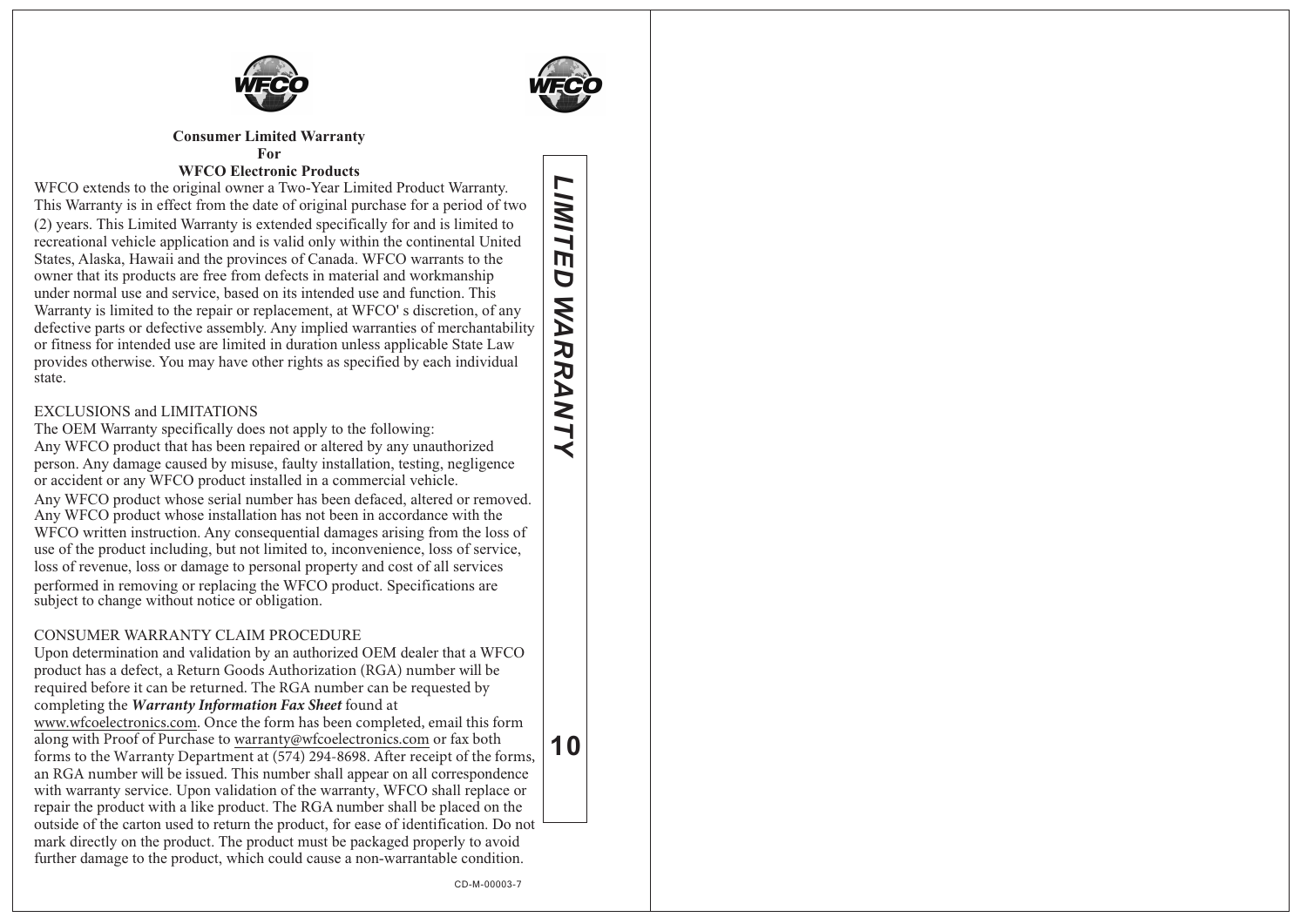### Consumer Limited Warranty
### For
### WFCO Electronic Products

WFCO extends to the original owner a Two-Year Limited Product Warranty. This Warranty is in effect from the date of original purchase for a period of two (2) years. This Limited Warranty is extended specifically for and is limited to recreational vehicle application and is valid only within the continental United States, Alaska, Hawaii and the provinces of Canada. WFCO warrants to the owner that its products are free from defects in material and workmanship under normal use and service, based on its intended use and function. This Warranty is limited to the repair or replacement, at WFCO' s discretion, of any defective parts or defective assembly. Any implied warranties of merchantability or fitness for intended use are limited in duration unless applicable State Law provides otherwise. You may have other rights as specified by each individual state.

EXCLUSIONS and LIMITATIONS

The OEM Warranty specifically does not apply to the following:
Any WFCO product that has been repaired or altered by any unauthorized person. Any damage caused by misuse, faulty installation, testing, negligence or accident or any WFCO product installed in a commercial vehicle.
Any WFCO product whose serial number has been defaced, altered or removed. Any WFCO product whose installation has not been in accordance with the WFCO written instruction. Any consequential damages arising from the loss of use of the product including, but not limited to, inconvenience, loss of service, loss of revenue, loss or damage to personal property and cost of all services performed in removing or replacing the WFCO product. Specifications are subject to change without notice or obligation.

CONSUMER WARRANTY CLAIM PROCEDURE

Upon determination and validation by an authorized OEM dealer that a WFCO product has a defect, a Return Goods Authorization (RGA) number will be required before it can be returned. The RGA number can be requested by completing the ***Warranty Information Fax Sheet*** found at www.wfcoelectronics.com. Once the form has been completed, email this form along with Proof of Purchase to warranty@wfcoelectronics.com or fax both forms to the Warranty Department at (574) 294-8698. After receipt of the forms, an RGA number will be issued. This number shall appear on all correspondence with warranty service. Upon validation of the warranty, WFCO shall replace or repair the product with a like product. The RGA number shall be placed on the outside of the carton used to return the product, for ease of identification. Do not mark directly on the product. The product must be packaged properly to avoid further damage to the product, which could cause a non-warrantable condition.

CD-M-00003-7